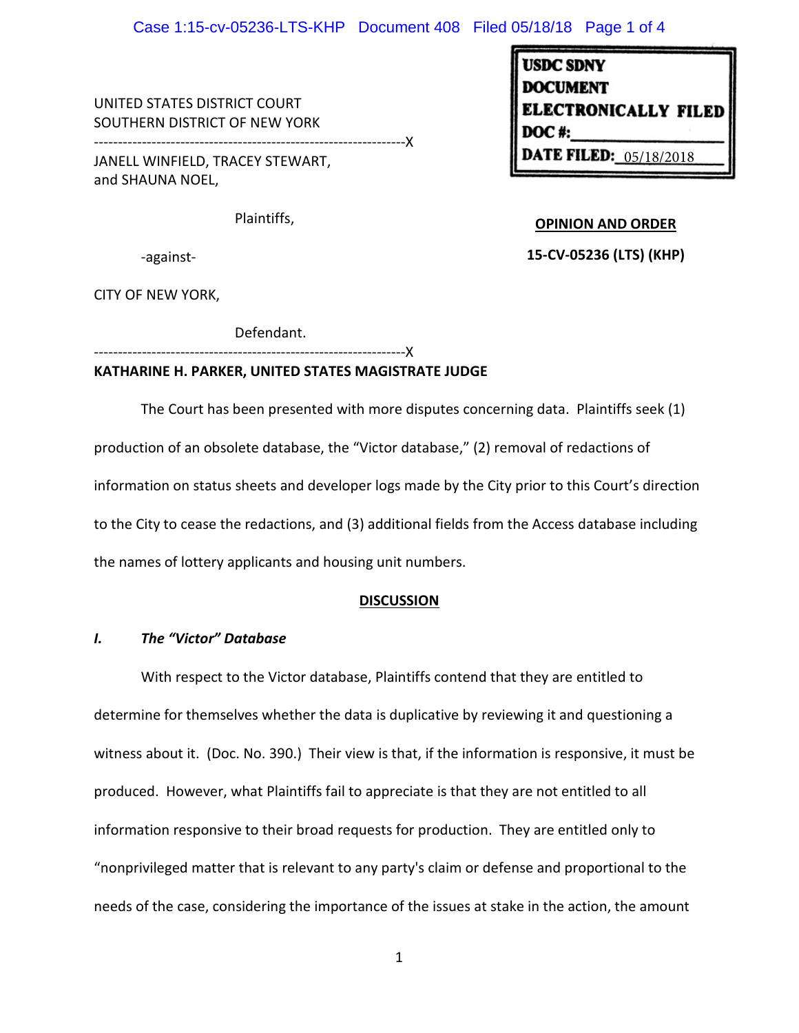UNITED STATES DISTRICT COURT
SOUTHERN DISTRICT OF NEW YORK

-----------------------------------------------------------------X

JANELL WINFIELD, TRACEY STEWART, and SHAUNA NOEL,

Plaintiffs,

-against-

CITY OF NEW YORK,

Defendant.

-----------------------------------------------------------------X

USDC SDNY
DOCUMENT
ELECTRONICALLY FILED
DOC #:
DATE FILED: 05/18/2018

**OPINION AND ORDER**

**15-CV-05236 (LTS) (KHP)**

**KATHARINE H. PARKER, UNITED STATES MAGISTRATE JUDGE**

The Court has been presented with more disputes concerning data. Plaintiffs seek (1) production of an obsolete database, the "Victor database," (2) removal of redactions of information on status sheets and developer logs made by the City prior to this Court's direction to the City to cease the redactions, and (3) additional fields from the Access database including the names of lottery applicants and housing unit numbers.

## DISCUSSION

### *I. The "Victor" Database*

With respect to the Victor database, Plaintiffs contend that they are entitled to determine for themselves whether the data is duplicative by reviewing it and questioning a witness about it. (Doc. No. 390.) Their view is that, if the information is responsive, it must be produced. However, what Plaintiffs fail to appreciate is that they are not entitled to all information responsive to their broad requests for production. They are entitled only to "nonprivileged matter that is relevant to any party's claim or defense and proportional to the needs of the case, considering the importance of the issues at stake in the action, the amount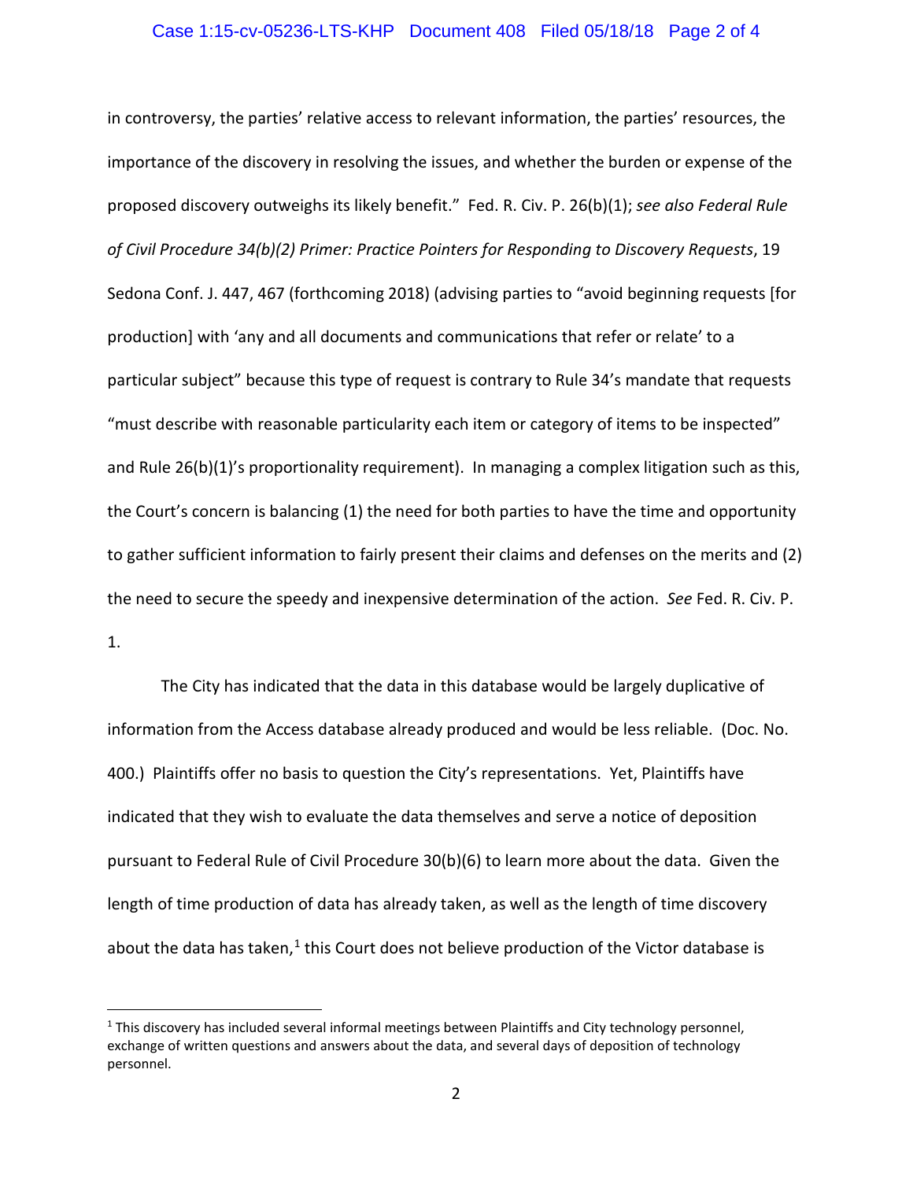in controversy, the parties' relative access to relevant information, the parties' resources, the importance of the discovery in resolving the issues, and whether the burden or expense of the proposed discovery outweighs its likely benefit." Fed. R. Civ. P. 26(b)(1); *see also Federal Rule of Civil Procedure 34(b)(2) Primer: Practice Pointers for Responding to Discovery Requests*, 19 Sedona Conf. J. 447, 467 (forthcoming 2018) (advising parties to "avoid beginning requests [for production] with 'any and all documents and communications that refer or relate' to a particular subject" because this type of request is contrary to Rule 34's mandate that requests "must describe with reasonable particularity each item or category of items to be inspected" and Rule 26(b)(1)'s proportionality requirement). In managing a complex litigation such as this, the Court's concern is balancing (1) the need for both parties to have the time and opportunity to gather sufficient information to fairly present their claims and defenses on the merits and (2) the need to secure the speedy and inexpensive determination of the action. *See* Fed. R. Civ. P. 1.

The City has indicated that the data in this database would be largely duplicative of information from the Access database already produced and would be less reliable. (Doc. No. 400.) Plaintiffs offer no basis to question the City's representations. Yet, Plaintiffs have indicated that they wish to evaluate the data themselves and serve a notice of deposition pursuant to Federal Rule of Civil Procedure 30(b)(6) to learn more about the data. Given the length of time production of data has already taken, as well as the length of time discovery about the data has taken,[1] this Court does not believe production of the Victor database is

[1] This discovery has included several informal meetings between Plaintiffs and City technology personnel, exchange of written questions and answers about the data, and several days of deposition of technology personnel.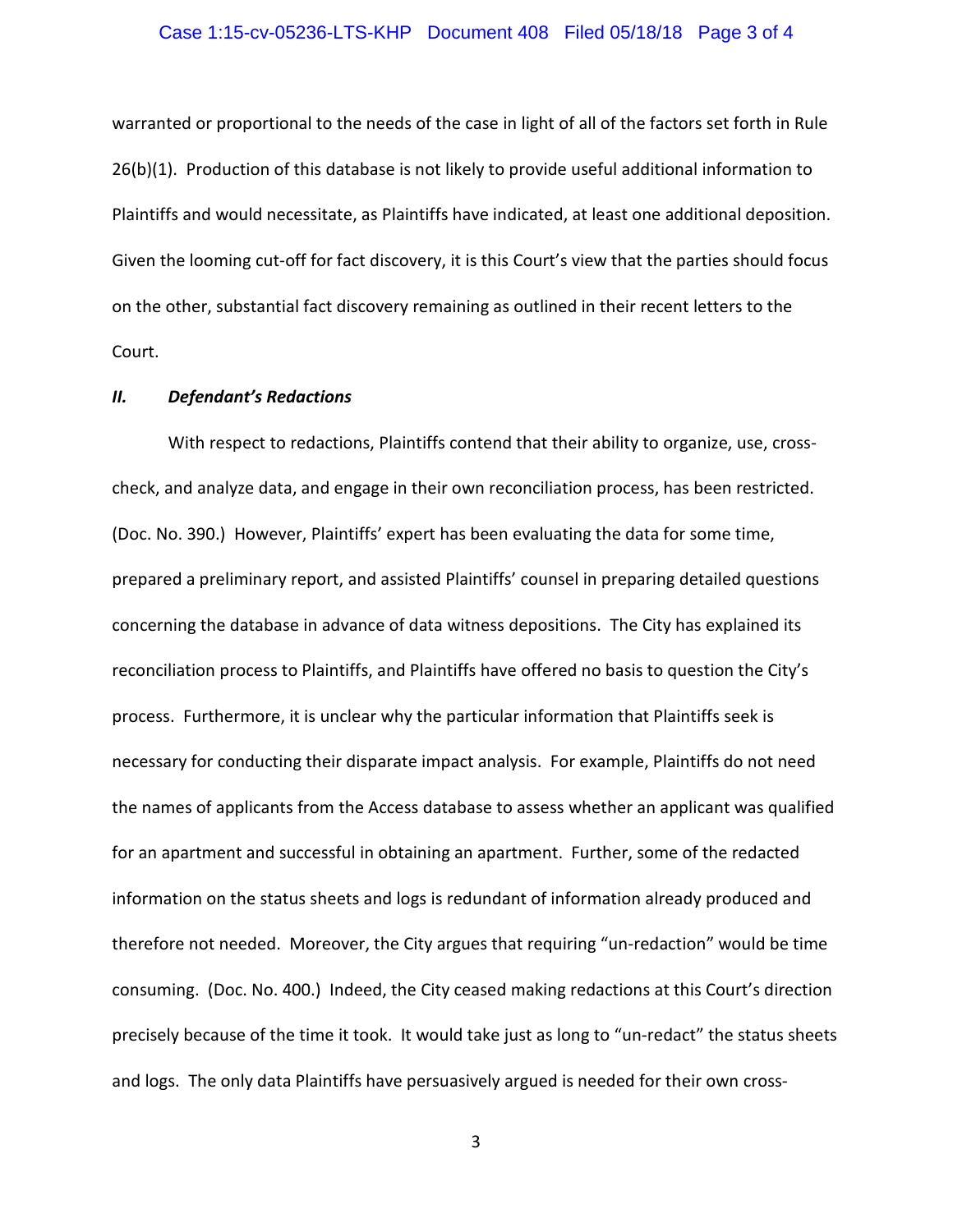warranted or proportional to the needs of the case in light of all of the factors set forth in Rule 26(b)(1). Production of this database is not likely to provide useful additional information to Plaintiffs and would necessitate, as Plaintiffs have indicated, at least one additional deposition. Given the looming cut-off for fact discovery, it is this Court's view that the parties should focus on the other, substantial fact discovery remaining as outlined in their recent letters to the Court.

### ***II. Defendant's Redactions***

With respect to redactions, Plaintiffs contend that their ability to organize, use, cross-check, and analyze data, and engage in their own reconciliation process, has been restricted. (Doc. No. 390.) However, Plaintiffs' expert has been evaluating the data for some time, prepared a preliminary report, and assisted Plaintiffs' counsel in preparing detailed questions concerning the database in advance of data witness depositions. The City has explained its reconciliation process to Plaintiffs, and Plaintiffs have offered no basis to question the City's process. Furthermore, it is unclear why the particular information that Plaintiffs seek is necessary for conducting their disparate impact analysis. For example, Plaintiffs do not need the names of applicants from the Access database to assess whether an applicant was qualified for an apartment and successful in obtaining an apartment. Further, some of the redacted information on the status sheets and logs is redundant of information already produced and therefore not needed. Moreover, the City argues that requiring "un-redaction" would be time consuming. (Doc. No. 400.) Indeed, the City ceased making redactions at this Court's direction precisely because of the time it took. It would take just as long to "un-redact" the status sheets and logs. The only data Plaintiffs have persuasively argued is needed for their own cross-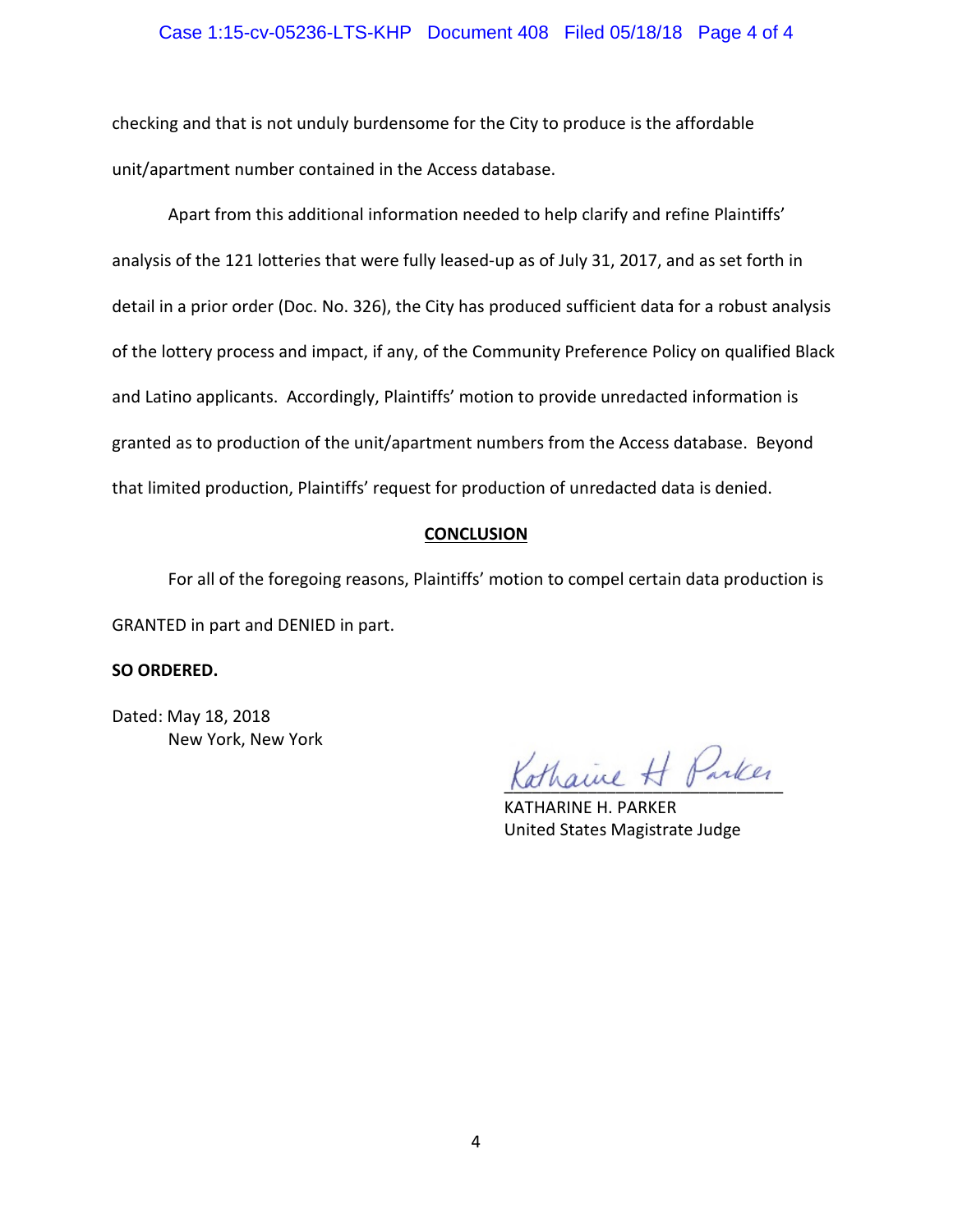checking and that is not unduly burdensome for the City to produce is the affordable unit/apartment number contained in the Access database.

Apart from this additional information needed to help clarify and refine Plaintiffs' analysis of the 121 lotteries that were fully leased-up as of July 31, 2017, and as set forth in detail in a prior order (Doc. No. 326), the City has produced sufficient data for a robust analysis of the lottery process and impact, if any, of the Community Preference Policy on qualified Black and Latino applicants. Accordingly, Plaintiffs' motion to provide unredacted information is granted as to production of the unit/apartment numbers from the Access database. Beyond that limited production, Plaintiffs' request for production of unredacted data is denied.

## CONCLUSION

For all of the foregoing reasons, Plaintiffs' motion to compel certain data production is GRANTED in part and DENIED in part.

**SO ORDERED.**

Dated: May 18, 2018
New York, New York

Katharine H Parker

KATHARINE H. PARKER
United States Magistrate Judge